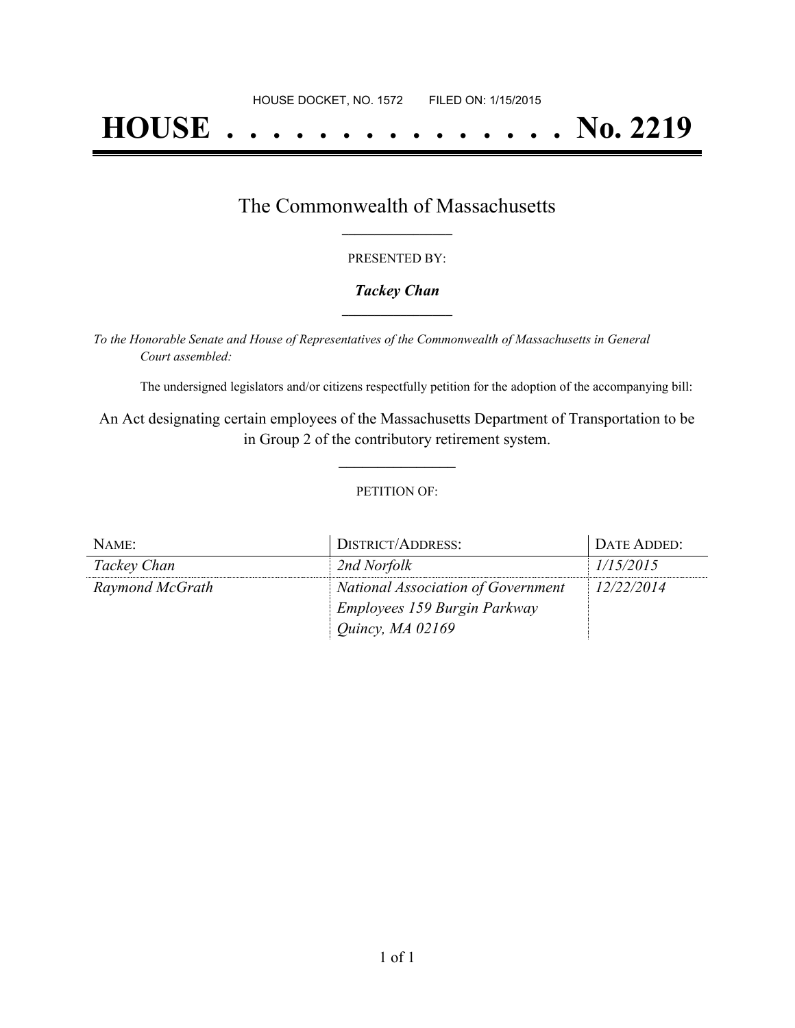HOUSE DOCKET, NO. 1572 FILED ON: 1/15/2015

# HOUSE . . . . . . . . . . . . . . . . No. 2219

## The Commonwealth of Massachusetts

PRESENTED BY:

***Tackey Chan***

*To the Honorable Senate and House of Representatives of the Commonwealth of Massachusetts in General Court assembled:*

The undersigned legislators and/or citizens respectfully petition for the adoption of the accompanying bill:

An Act designating certain employees of the Massachusetts Department of Transportation to be in Group 2 of the contributory retirement system.

PETITION OF:

| NAME: | DISTRICT/ADDRESS: | DATE ADDED: |
| --- | --- | --- |
| *Tackey Chan* | *2nd Norfolk* | *1/15/2015* |
| *Raymond McGrath* | *National Association of Government Employees 159 Burgin Parkway Quincy, MA 02169* | *12/22/2014* |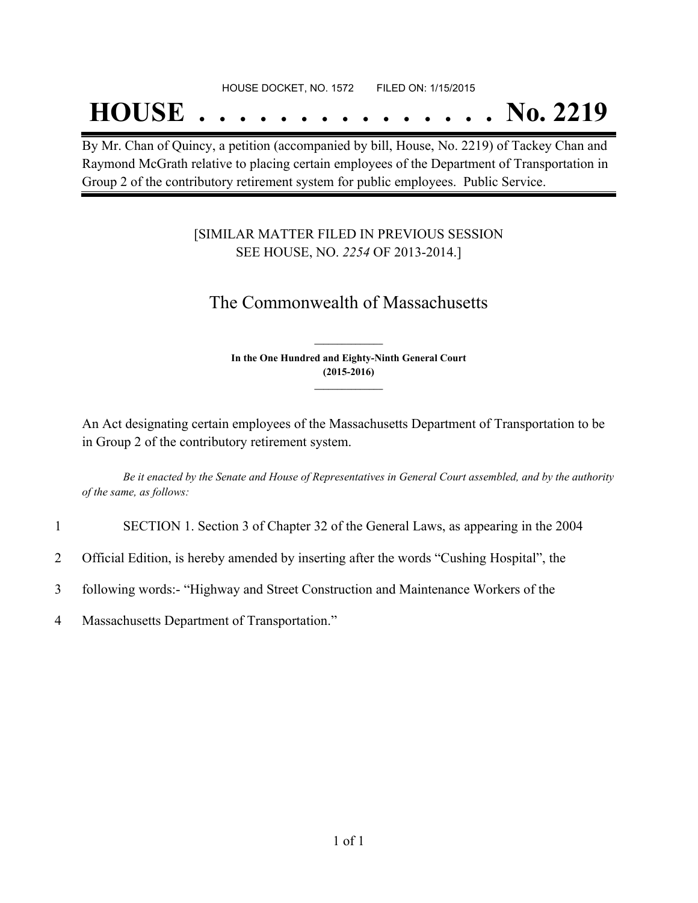HOUSE DOCKET, NO. 1572 FILED ON: 1/15/2015

# HOUSE . . . . . . . . . . . . . . . No. 2219

By Mr. Chan of Quincy, a petition (accompanied by bill, House, No. 2219) of Tackey Chan and Raymond McGrath relative to placing certain employees of the Department of Transportation in Group 2 of the contributory retirement system for public employees. Public Service.

[SIMILAR MATTER FILED IN PREVIOUS SESSION SEE HOUSE, NO. *2254* OF 2013-2014.]

## The Commonwealth of Massachusetts

**In the One Hundred and Eighty-Ninth General Court (2015-2016)**

An Act designating certain employees of the Massachusetts Department of Transportation to be in Group 2 of the contributory retirement system.

*Be it enacted by the Senate and House of Representatives in General Court assembled, and by the authority of the same, as follows:*

1 SECTION 1. Section 3 of Chapter 32 of the General Laws, as appearing in the 2004
2 Official Edition, is hereby amended by inserting after the words "Cushing Hospital", the
3 following words:- "Highway and Street Construction and Maintenance Workers of the
4 Massachusetts Department of Transportation."